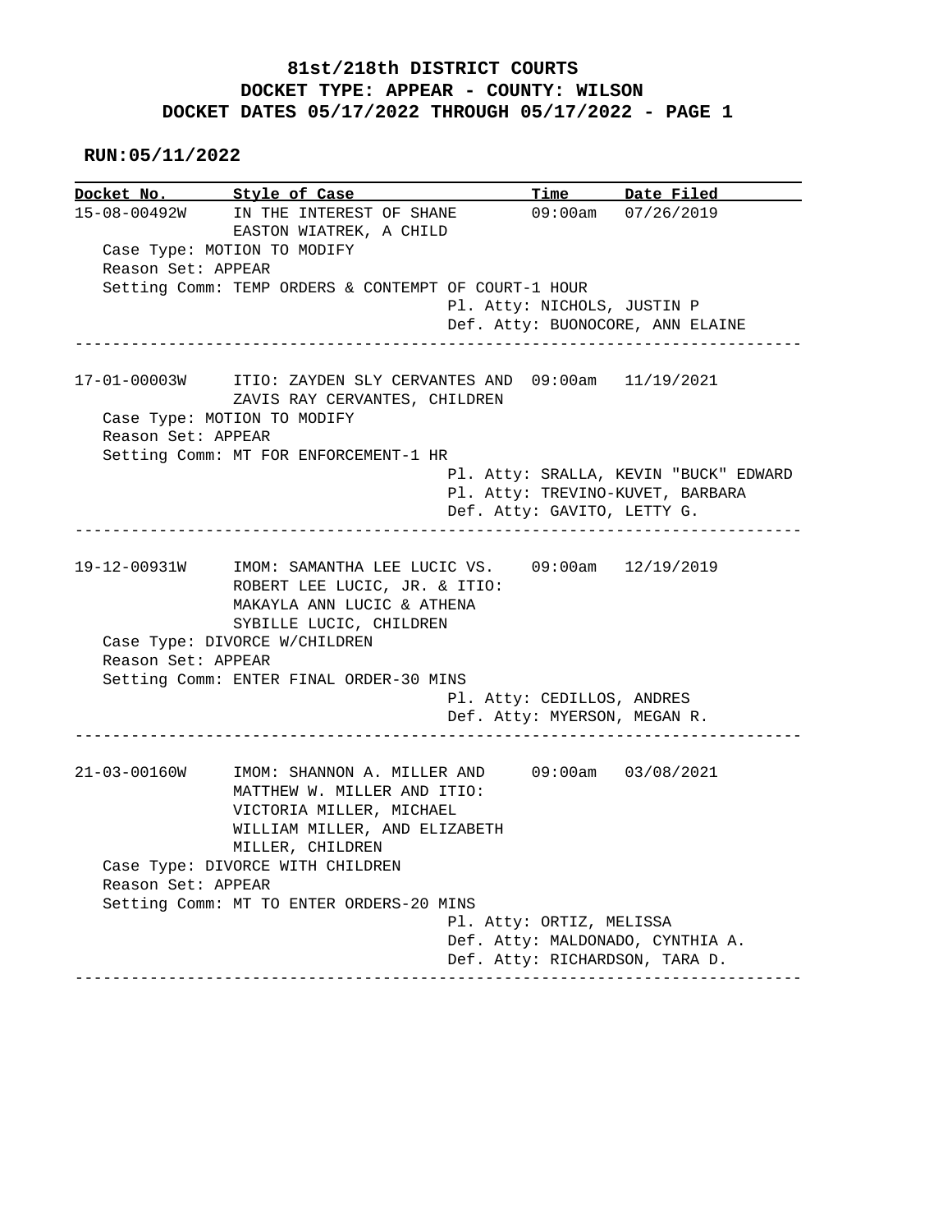# 81st/218th DISTRICT COURTS
## DOCKET TYPE: APPEAR - COUNTY: WILSON
## DOCKET DATES 05/17/2022 THROUGH 05/17/2022 - PAGE 1

**RUN:05/11/2022**

| Docket No. | Style of Case | Time | Date Filed |
|---|---|---|---|
| 15-08-00492W | IN THE INTEREST OF SHANE EASTON WIATREK, A CHILD | 09:00am | 07/26/2019 |

Case Type: MOTION TO MODIFY
Reason Set: APPEAR
Setting Comm: TEMP ORDERS & CONTEMPT OF COURT-1 HOUR
Pl. Atty: NICHOLS, JUSTIN P
Def. Atty: BUONOCORE, ANN ELAINE

---

| Docket No. | Style of Case | Time | Date Filed |
|---|---|---|---|
| 17-01-00003W | ITIO: ZAYDEN SLY CERVANTES AND ZAVIS RAY CERVANTES, CHILDREN | 09:00am | 11/19/2021 |

Case Type: MOTION TO MODIFY
Reason Set: APPEAR
Setting Comm: MT FOR ENFORCEMENT-1 HR
Pl. Atty: SRALLA, KEVIN "BUCK" EDWARD
Pl. Atty: TREVINO-KUVET, BARBARA
Def. Atty: GAVITO, LETTY G.

---

| Docket No. | Style of Case | Time | Date Filed |
|---|---|---|---|
| 19-12-00931W | IMOM: SAMANTHA LEE LUCIC VS. ROBERT LEE LUCIC, JR. & ITIO: MAKAYLA ANN LUCIC & ATHENA SYBILLE LUCIC, CHILDREN | 09:00am | 12/19/2019 |

Case Type: DIVORCE W/CHILDREN
Reason Set: APPEAR
Setting Comm: ENTER FINAL ORDER-30 MINS
Pl. Atty: CEDILLOS, ANDRES
Def. Atty: MYERSON, MEGAN R.

---

| Docket No. | Style of Case | Time | Date Filed |
|---|---|---|---|
| 21-03-00160W | IMOM: SHANNON A. MILLER AND MATTHEW W. MILLER AND ITIO: VICTORIA MILLER, MICHAEL WILLIAM MILLER, AND ELIZABETH MILLER, CHILDREN | 09:00am | 03/08/2021 |

Case Type: DIVORCE WITH CHILDREN
Reason Set: APPEAR
Setting Comm: MT TO ENTER ORDERS-20 MINS
Pl. Atty: ORTIZ, MELISSA
Def. Atty: MALDONADO, CYNTHIA A.
Def. Atty: RICHARDSON, TARA D.

---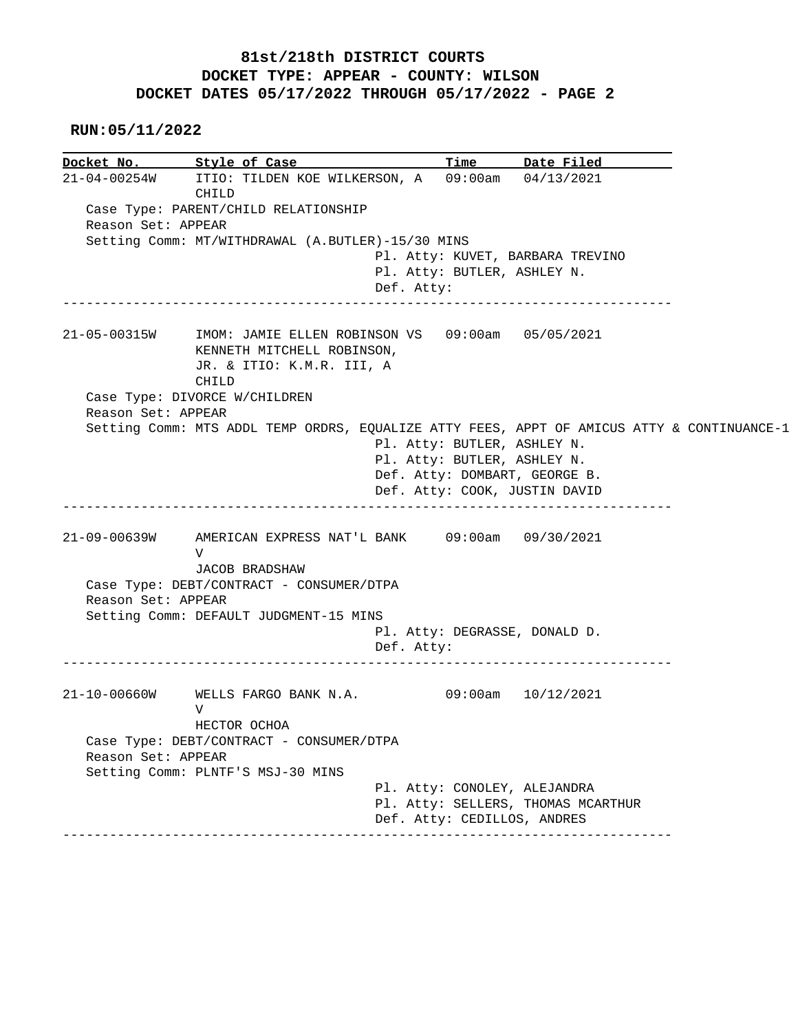# 81st/218th DISTRICT COURTS
## DOCKET TYPE: APPEAR - COUNTY: WILSON
## DOCKET DATES 05/17/2022 THROUGH 05/17/2022 - PAGE 2

**RUN:05/11/2022**

| Docket No. | Style of Case | Time | Date Filed |
|---|---|---|---|
| 21-04-00254W | ITIO: TILDEN KOE WILKERSON, A CHILD | 09:00am | 04/13/2021 |

Case Type: PARENT/CHILD RELATIONSHIP
Reason Set: APPEAR
Setting Comm: MT/WITHDRAWAL (A.BUTLER)-15/30 MINS

Pl. Atty: KUVET, BARBARA TREVINO
Pl. Atty: BUTLER, ASHLEY N.
Def. Atty:

---

| Docket No. | Style of Case | Time | Date Filed |
|---|---|---|---|
| 21-05-00315W | IMOM: JAMIE ELLEN ROBINSON VS KENNETH MITCHELL ROBINSON, JR. & ITIO: K.M.R. III, A CHILD | 09:00am | 05/05/2021 |

Case Type: DIVORCE W/CHILDREN
Reason Set: APPEAR
Setting Comm: MTS ADDL TEMP ORDRS, EQUALIZE ATTY FEES, APPT OF AMICUS ATTY & CONTINUANCE-1

Pl. Atty: BUTLER, ASHLEY N.
Pl. Atty: BUTLER, ASHLEY N.
Def. Atty: DOMBART, GEORGE B.
Def. Atty: COOK, JUSTIN DAVID

---

| Docket No. | Style of Case | Time | Date Filed |
|---|---|---|---|
| 21-09-00639W | AMERICAN EXPRESS NAT'L BANK V JACOB BRADSHAW | 09:00am | 09/30/2021 |

Case Type: DEBT/CONTRACT - CONSUMER/DTPA
Reason Set: APPEAR
Setting Comm: DEFAULT JUDGMENT-15 MINS

Pl. Atty: DEGRASSE, DONALD D.
Def. Atty:

---

| Docket No. | Style of Case | Time | Date Filed |
|---|---|---|---|
| 21-10-00660W | WELLS FARGO BANK N.A. V HECTOR OCHOA | 09:00am | 10/12/2021 |

Case Type: DEBT/CONTRACT - CONSUMER/DTPA
Reason Set: APPEAR
Setting Comm: PLNTF'S MSJ-30 MINS

Pl. Atty: CONOLEY, ALEJANDRA
Pl. Atty: SELLERS, THOMAS MCARTHUR
Def. Atty: CEDILLOS, ANDRES

---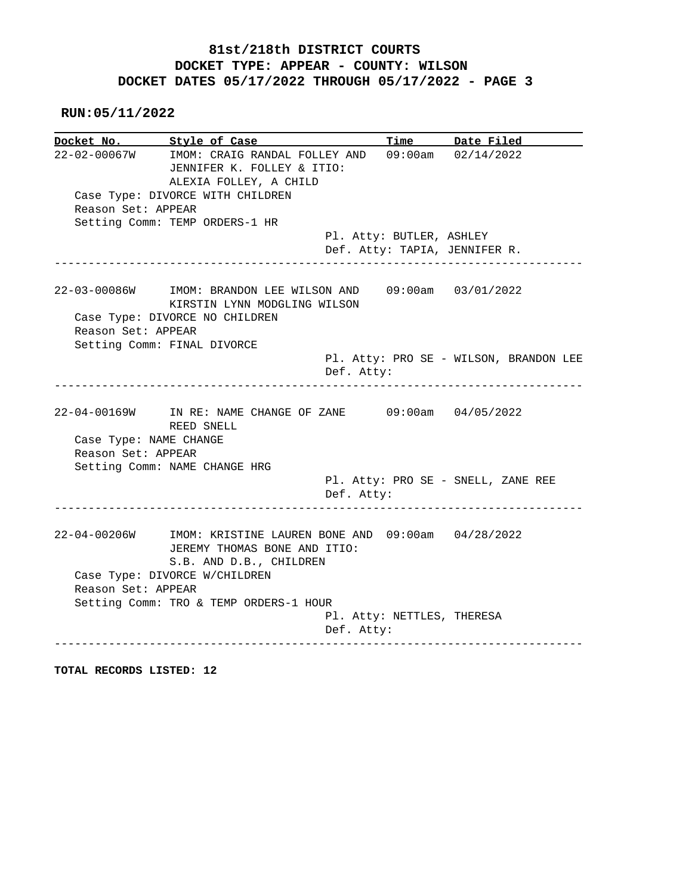**81st/218th DISTRICT COURTS**
**DOCKET TYPE: APPEAR - COUNTY: WILSON**
**DOCKET DATES 05/17/2022 THROUGH 05/17/2022 - PAGE 3**

**RUN:05/11/2022**

| Docket No. | Style of Case | Time | Date Filed |
|---|---|---|---|
| 22-02-00067W | IMOM: CRAIG RANDAL FOLLEY AND JENNIFER K. FOLLEY & ITIO: ALEXIA FOLLEY, A CHILD | 09:00am | 02/14/2022 |

Case Type: DIVORCE WITH CHILDREN
Reason Set: APPEAR
Setting Comm: TEMP ORDERS-1 HR
Pl. Atty: BUTLER, ASHLEY
Def. Atty: TAPIA, JENNIFER R.

---

| Docket No. | Style of Case | Time | Date Filed |
|---|---|---|---|
| 22-03-00086W | IMOM: BRANDON LEE WILSON AND KIRSTIN LYNN MODGLING WILSON | 09:00am | 03/01/2022 |

Case Type: DIVORCE NO CHILDREN
Reason Set: APPEAR
Setting Comm: FINAL DIVORCE
Pl. Atty: PRO SE - WILSON, BRANDON LEE
Def. Atty:

---

| Docket No. | Style of Case | Time | Date Filed |
|---|---|---|---|
| 22-04-00169W | IN RE: NAME CHANGE OF ZANE REED SNELL | 09:00am | 04/05/2022 |

Case Type: NAME CHANGE
Reason Set: APPEAR
Setting Comm: NAME CHANGE HRG
Pl. Atty: PRO SE - SNELL, ZANE REE
Def. Atty:

---

| Docket No. | Style of Case | Time | Date Filed |
|---|---|---|---|
| 22-04-00206W | IMOM: KRISTINE LAUREN BONE AND JEREMY THOMAS BONE AND ITIO: S.B. AND D.B., CHILDREN | 09:00am | 04/28/2022 |

Case Type: DIVORCE W/CHILDREN
Reason Set: APPEAR
Setting Comm: TRO & TEMP ORDERS-1 HOUR
Pl. Atty: NETTLES, THERESA
Def. Atty:

---

**TOTAL RECORDS LISTED: 12**